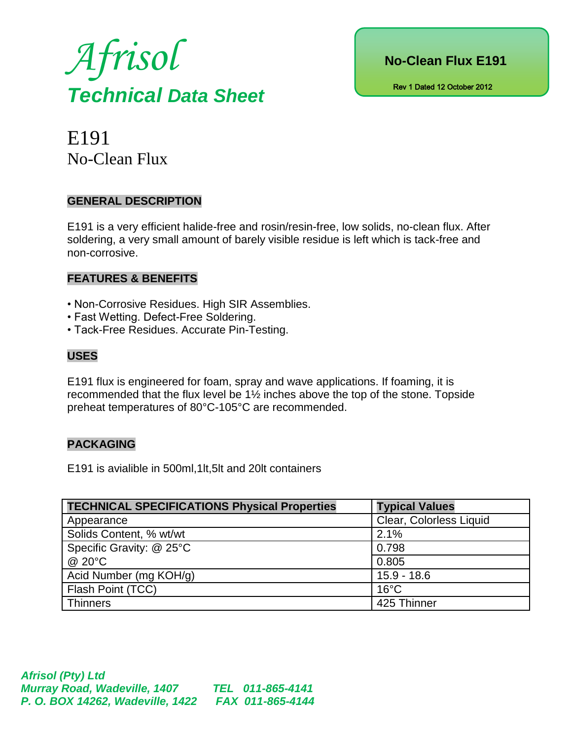*Afrisol*

***Technical Data Sheet***

**No-Clean Flux E191**

Rev 1 Dated 12 October 2012

# E191
## No-Clean Flux

### GENERAL DESCRIPTION

E191 is a very efficient halide-free and rosin/resin-free, low solids, no-clean flux. After soldering, a very small amount of barely visible residue is left which is tack-free and non-corrosive.

### FEATURES & BENEFITS

- Non-Corrosive Residues. High SIR Assemblies.
- Fast Wetting. Defect-Free Soldering.
- Tack-Free Residues. Accurate Pin-Testing.

### USES

E191 flux is engineered for foam, spray and wave applications. If foaming, it is recommended that the flux level be 1½ inches above the top of the stone. Topside preheat temperatures of 80°C-105°C are recommended.

### PACKAGING

E191 is avialible in 500ml,1lt,5lt and 20lt containers

| TECHNICAL SPECIFICATIONS Physical Properties | Typical Values |
|---|---|
| Appearance | Clear, Colorless Liquid |
| Solids Content, % wt/wt | 2.1% |
| Specific Gravity: @ 25°C | 0.798 |
| @ 20°C | 0.805 |
| Acid Number (mg KOH/g) | 15.9 - 18.6 |
| Flash Point (TCC) | 16°C |
| Thinners | 425 Thinner |

***Afrisol (Pty) Ltd***
***Murray Road, Wadeville, 1407 TEL 011-865-4141***
***P. O. BOX 14262, Wadeville, 1422 FAX 011-865-4144***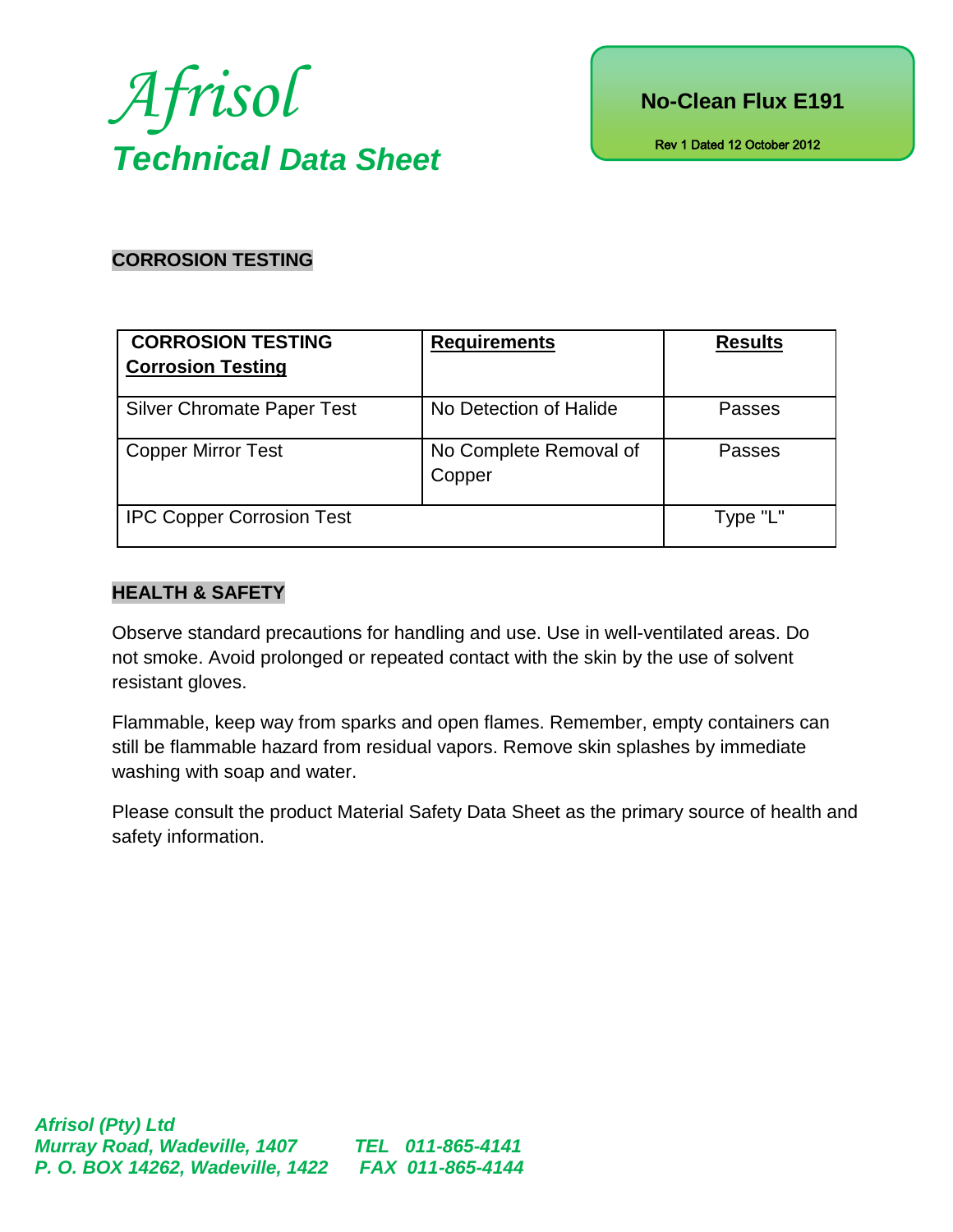## CORROSION TESTING

| CORROSION TESTING<br>**Corrosion Testing** | **Requirements** | **Results** |
|---|---|---|
| Silver Chromate Paper Test | No Detection of Halide | Passes |
| Copper Mirror Test | No Complete Removal of Copper | Passes |
| IPC Copper Corrosion Test | | Type "L" |

## HEALTH & SAFETY

Observe standard precautions for handling and use. Use in well-ventilated areas. Do not smoke. Avoid prolonged or repeated contact with the skin by the use of solvent resistant gloves.

Flammable, keep way from sparks and open flames. Remember, empty containers can still be flammable hazard from residual vapors. Remove skin splashes by immediate washing with soap and water.

Please consult the product Material Safety Data Sheet as the primary source of health and safety information.